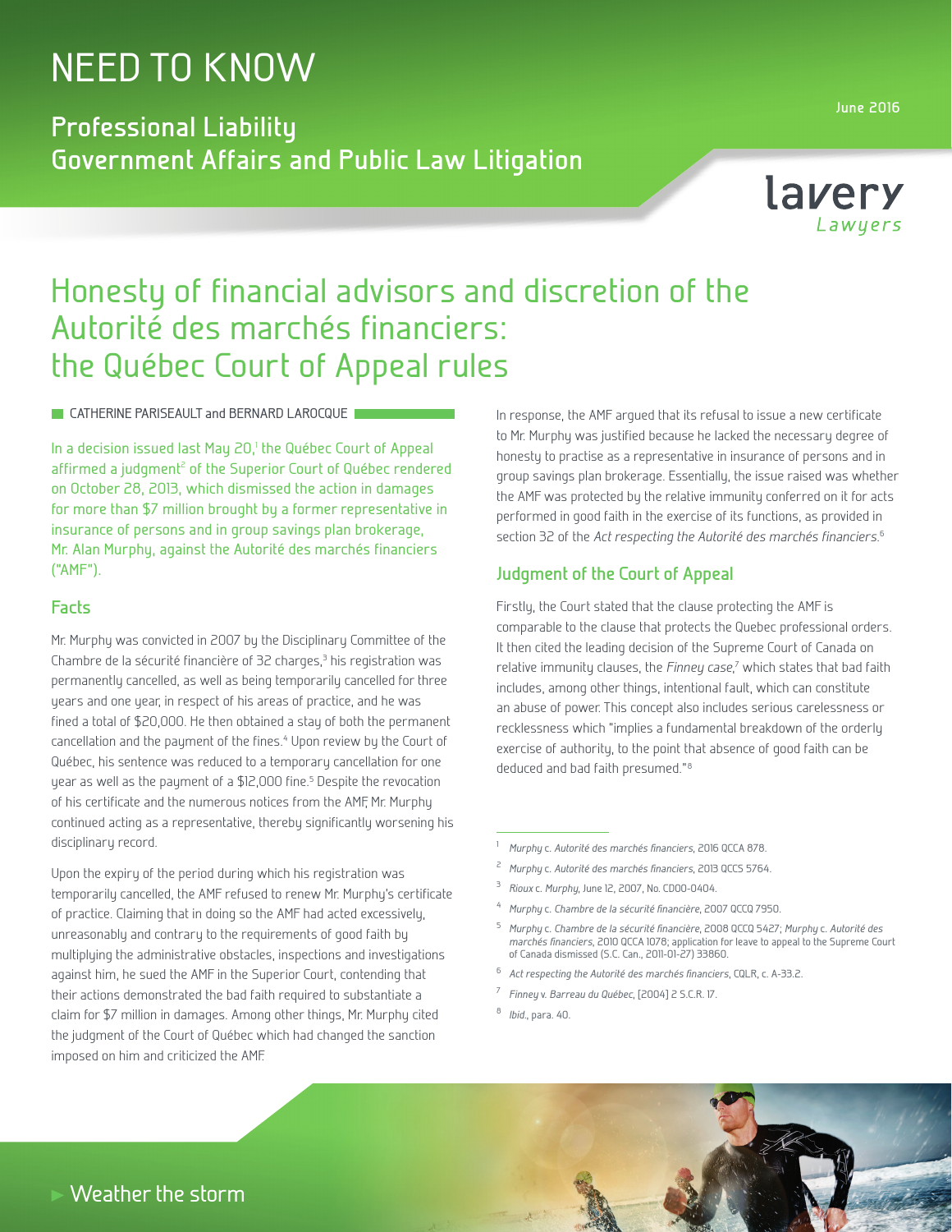# NEED TO KNOW

**Professional Liability**
**Government Affairs and Public Law Litigation**

June 2016

# Honesty of financial advisors and discretion of the Autorité des marchés financiers: the Québec Court of Appeal rules

CATHERINE PARISEAULT and BERNARD LAROCQUE

In a decision issued last May 20,[1] the Québec Court of Appeal affirmed a judgment[2] of the Superior Court of Québec rendered on October 28, 2013, which dismissed the action in damages for more than $7 million brought by a former representative in insurance of persons and in group savings plan brokerage, Mr. Alan Murphy, against the Autorité des marchés financiers ("AMF").

## Facts

Mr. Murphy was convicted in 2007 by the Disciplinary Committee of the Chambre de la sécurité financière of 32 charges,[3] his registration was permanently cancelled, as well as being temporarily cancelled for three years and one year, in respect of his areas of practice, and he was fined a total of $20,000. He then obtained a stay of both the permanent cancellation and the payment of the fines.[4] Upon review by the Court of Québec, his sentence was reduced to a temporary cancellation for one year as well as the payment of a $12,000 fine.[5] Despite the revocation of his certificate and the numerous notices from the AMF, Mr. Murphy continued acting as a representative, thereby significantly worsening his disciplinary record.

Upon the expiry of the period during which his registration was temporarily cancelled, the AMF refused to renew Mr. Murphy's certificate of practice. Claiming that in doing so the AMF had acted excessively, unreasonably and contrary to the requirements of good faith by multiplying the administrative obstacles, inspections and investigations against him, he sued the AMF in the Superior Court, contending that their actions demonstrated the bad faith required to substantiate a claim for $7 million in damages. Among other things, Mr. Murphy cited the judgment of the Court of Québec which had changed the sanction imposed on him and criticized the AMF.

In response, the AMF argued that its refusal to issue a new certificate to Mr. Murphy was justified because he lacked the necessary degree of honesty to practise as a representative in insurance of persons and in group savings plan brokerage. Essentially, the issue raised was whether the AMF was protected by the relative immunity conferred on it for acts performed in good faith in the exercise of its functions, as provided in section 32 of the *Act respecting the Autorité des marchés financiers*.[6]

## Judgment of the Court of Appeal

Firstly, the Court stated that the clause protecting the AMF is comparable to the clause that protects the Quebec professional orders. It then cited the leading decision of the Supreme Court of Canada on relative immunity clauses, the *Finney case*,[7] which states that bad faith includes, among other things, intentional fault, which can constitute an abuse of power. This concept also includes serious carelessness or recklessness which "implies a fundamental breakdown of the orderly exercise of authority, to the point that absence of good faith can be deduced and bad faith presumed."[8]

---

[1] *Murphy* c. *Autorité des marchés financiers*, 2016 QCCA 878.

[2] *Murphy* c. *Autorité des marchés financiers*, 2013 QCCS 5764.

[3] *Rioux* c. *Murphy*, June 12, 2007, No. CD00-0404.

[4] *Murphy* c. *Chambre de la sécurité financière*, 2007 QCCQ 7950.

[5] *Murphy* c. *Chambre de la sécurité financière*, 2008 QCCQ 5427; *Murphy* c. *Autorité des marchés financiers*, 2010 QCCA 1078; application for leave to appeal to the Supreme Court of Canada dismissed (S.C. Can., 2011-01-27) 33860.

[6] *Act respecting the Autorité des marchés financiers*, CQLR, c. A-33.2.

[7] *Finney* v. *Barreau du Québec*, [2004] 2 S.C.R. 17.

[8] *Ibid.*, para. 40.

▸ Weather the storm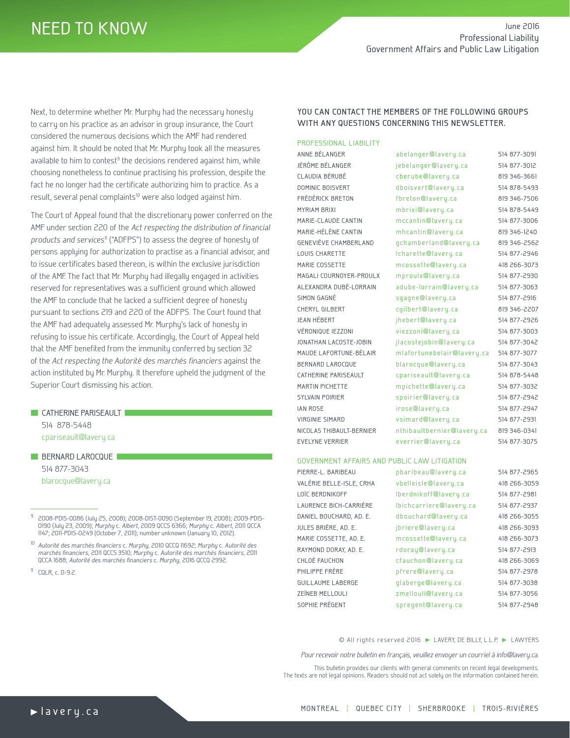Next, to determine whether Mr. Murphy had the necessary honesty to carry on his practice as an advisor in group insurance, the Court considered the numerous decisions which the AMF had rendered against him. It should be noted that Mr. Murphy took all the measures available to him to contest[9] the decisions rendered against him, while choosing nonetheless to continue practising his profession, despite the fact he no longer had the certificate authorizing him to practice. As a result, several penal complaints[10] were also lodged against him.

The Court of Appeal found that the discretionary power conferred on the AMF under section 220 of the *Act respecting the distribution of financial products and services*[11] ("ADFPS") to assess the degree of honesty of persons applying for authorization to practise as a financial advisor, and to issue certificates based thereon, is within the exclusive jurisdiction of the AMF. The fact that Mr. Murphy had illegally engaged in activities reserved for representatives was a sufficient ground which allowed the AMF to conclude that he lacked a sufficient degree of honesty pursuant to sections 219 and 220 of the ADFPS. The Court found that the AMF had adequately assessed Mr. Murphy's lack of honesty in refusing to issue his certificate. Accordingly, the Court of Appeal held that the AMF benefited from the immunity conferred by section 32 of the *Act respecting the Autorité des marchés financiers* against the action instituted by Mr. Murphy. It therefore upheld the judgment of the Superior Court dismissing his action.

**CATHERINE PARISEAULT**
514 878-5448
cpariseault@lavery.ca

**BERNARD LAROCQUE**
514 877-3043
blarocque@lavery.ca

[9] 2008-PDIS-0086 (July 25, 2008); 2008-DIST-0090 (September 19, 2008); 2009-PDIS-0190 (July 23, 2009); *Murphy* c. *Albert*, 2009 QCCS 6366; *Murphy* c. *Albert*, 2011 QCCA 1147; 2011-PDIS-0249 (October 7, 2011); number unknown (January 10, 2012).

[10] *Autorité des marchés financiers* c. *Murphy*, 2010 QCCQ 11692; *Murphy* c. *Autorité des marchés financiers*, 2011 QCCS 3510; *Murphy* c. *Autorité des marchés financiers*, 2011 QCCA 1688; *Autorité des marchés financiers* c. *Murphy*, 2016 QCCQ 2992.

[11] CQLR, c. D-9.2.

## YOU CAN CONTACT THE MEMBERS OF THE FOLLOWING GROUPS WITH ANY QUESTIONS CONCERNING THIS NEWSLETTER.

### PROFESSIONAL LIABILITY

| | | |
|---|---|---|
| ANNE BÉLANGER | abelanger@lavery.ca | 514 877-3091 |
| JÉRÔME BÉLANGER | jebelanger@lavery.ca | 514 877-3012 |
| CLAUDIA BÉRUBÉ | cberube@lavery.ca | 819 346-3661 |
| DOMINIC BOISVERT | dboisvert@lavery.ca | 514 878-5493 |
| FRÉDÉRICK BRETON | fbreton@lavery.ca | 819 346-7506 |
| MYRIAM BRIXI | mbrixi@lavery.ca | 514 878-5449 |
| MARIE-CLAUDE CANTIN | mccantin@lavery.ca | 514 877-3006 |
| MARIE-HÉLÈNE CANTIN | mhcantin@lavery.ca | 819 346-1240 |
| GENEVIÈVE CHAMBERLAND | gchamberland@lavery.ca | 819 346-2562 |
| LOUIS CHARETTE | lcharette@lavery.ca | 514 877-2946 |
| MARIE COSSETTE | mcossette@lavery.ca | 418 266-3073 |
| MAGALI COURNOYER-PROULX | mproulx@lavery.ca | 514 877-2930 |
| ALEXANDRA DUBÉ-LORRAIN | adube-lorrain@lavery.ca | 514 877-3063 |
| SIMON GAGNÉ | sgagne@lavery.ca | 514 877-2916 |
| CHERYL GILBERT | cgilbert@lavery.ca | 819 346-2207 |
| JEAN HÉBERT | jhebert@lavery.ca | 514 877-2926 |
| VÉRONIQUE IEZZONI | viezzoni@lavery.ca | 514 877-3003 |
| JONATHAN LACOSTE-JOBIN | jlacostejobin@lavery.ca | 514 877-3042 |
| MAUDE LAFORTUNE-BÉLAIR | mlafortunebelair@lavery.ca | 514 877-3077 |
| BERNARD LAROCQUE | blarocque@lavery.ca | 514 877-3043 |
| CATHERINE PARISEAULT | cpariseault@lavery.ca | 514 878-5448 |
| MARTIN PICHETTE | mpichette@lavery.ca | 514 877-3032 |
| SYLVAIN POIRIER | spoirier@lavery.ca | 514 877-2942 |
| IAN ROSE | irose@lavery.ca | 514 877-2947 |
| VIRGINIE SIMARD | vsimard@lavery.ca | 514 877-2931 |
| NICOLAS THIBAULT-BERNIER | nthibaultbernier@lavery.ca | 819 346-0341 |
| EVELYNE VERRIER | everrier@lavery.ca | 514 877-3075 |

### GOVERNMENT AFFAIRS AND PUBLIC LAW LITIGATION

| | | |
|---|---|---|
| PIERRE-L. BARIBEAU | pbaribeau@lavery.ca | 514 877-2965 |
| VALÉRIE BELLE-ISLE, CRHA | vbelleisle@lavery.ca | 418 266-3059 |
| LOÏC BERDNIKOFF | lberdnikoff@lavery.ca | 514 877-2981 |
| LAURENCE BICH-CARRIÈRE | lbichcarriere@lavery.ca | 514 877-2937 |
| DANIEL BOUCHARD, AD. E. | dbouchard@lavery.ca | 418 266-3055 |
| JULES BRIÈRE, AD. E. | jbriere@lavery.ca | 418 266-3093 |
| MARIE COSSETTE, AD. E. | mcossette@lavery.ca | 418 266-3073 |
| RAYMOND DORAY, AD. E. | rdoray@lavery.ca | 514 877-2913 |
| CHLOÉ FAUCHON | cfauchon@lavery.ca | 418 266-3069 |
| PHILIPPE FRÈRE | pfrere@lavery.ca | 514 877-2978 |
| GUILLAUME LABERGE | glaberge@lavery.ca | 514 877-3038 |
| ZEÏNEB MELLOULI | zmellouli@lavery.ca | 514 877-3056 |
| SOPHIE PRÉGENT | spregent@lavery.ca | 514 877-2948 |

© All rights reserved 2016 ► LAVERY, DE BILLY, L.L.P. ► LAWYERS

*Pour recevoir notre bulletin en français, veuillez envoyer un courriel à info@lavery.ca.*

This bulletin provides our clients with general comments on recent legal developments. The texts are not legal opinions. Readers should not act solely on the information contained herein.

► lavery.ca

MONTREAL | QUEBEC CITY | SHERBROOKE | TROIS-RIVIÈRES